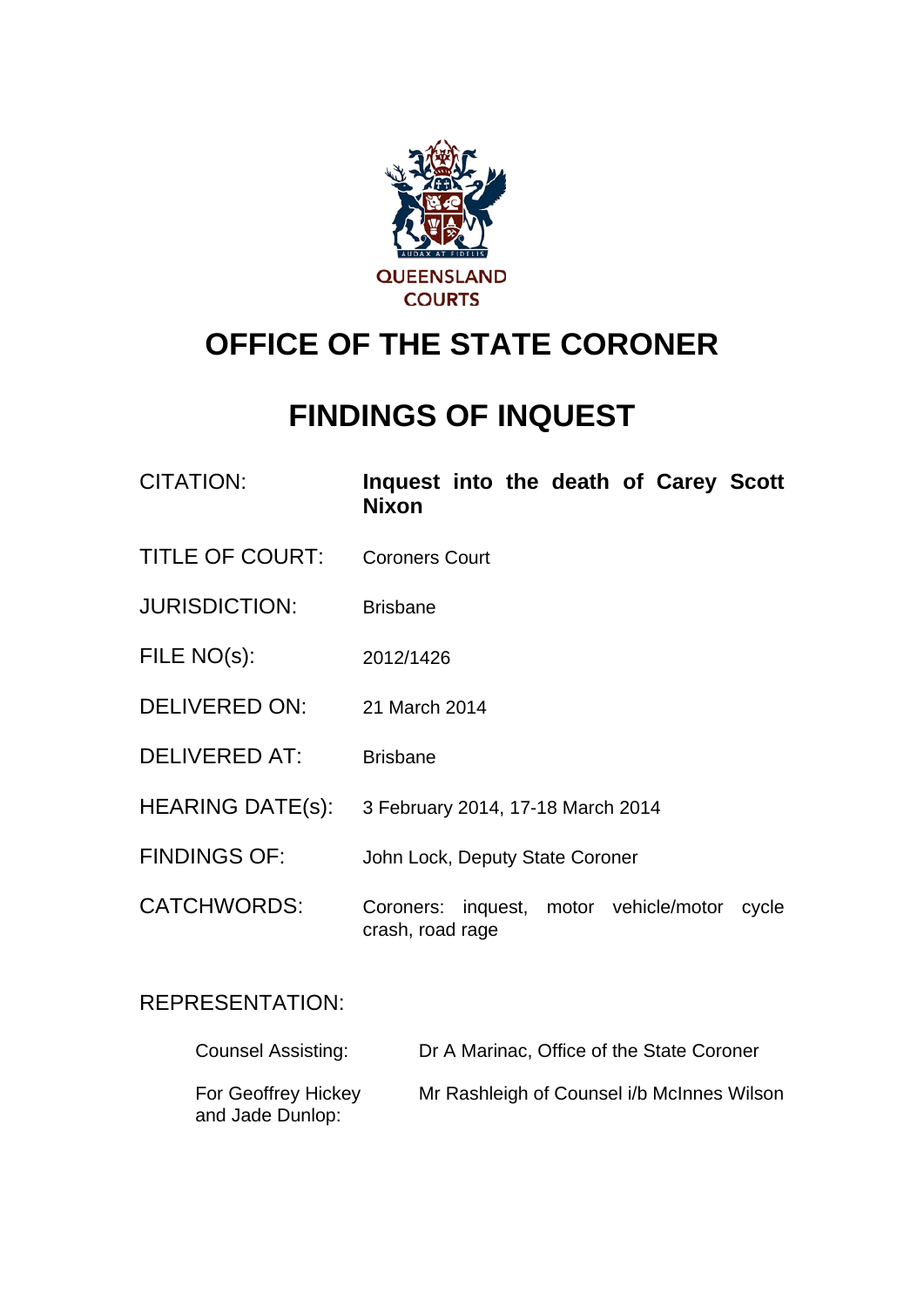QUEENSLAND COURTS

# OFFICE OF THE STATE CORONER

# FINDINGS OF INQUEST

| | |
|---|---|
| CITATION: | **Inquest into the death of Carey Scott Nixon** |
| TITLE OF COURT: | Coroners Court |
| JURISDICTION: | Brisbane |
| FILE NO(s): | 2012/1426 |
| DELIVERED ON: | 21 March 2014 |
| DELIVERED AT: | Brisbane |
| HEARING DATE(s): | 3 February 2014, 17-18 March 2014 |
| FINDINGS OF: | John Lock, Deputy State Coroner |
| CATCHWORDS: | Coroners: inquest, motor vehicle/motor cycle crash, road rage |

REPRESENTATION:

| | |
|---|---|
| Counsel Assisting: | Dr A Marinac, Office of the State Coroner |
| For Geoffrey Hickey and Jade Dunlop: | Mr Rashleigh of Counsel i/b McInnes Wilson |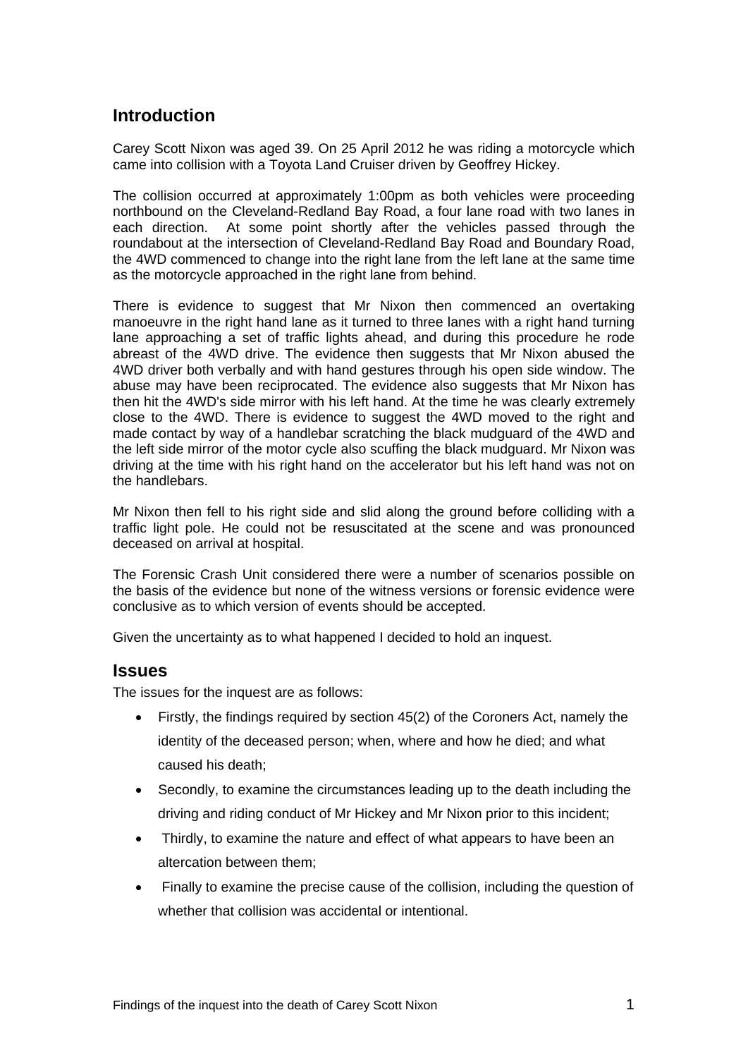## Introduction

Carey Scott Nixon was aged 39. On 25 April 2012 he was riding a motorcycle which came into collision with a Toyota Land Cruiser driven by Geoffrey Hickey.

The collision occurred at approximately 1:00pm as both vehicles were proceeding northbound on the Cleveland-Redland Bay Road, a four lane road with two lanes in each direction. At some point shortly after the vehicles passed through the roundabout at the intersection of Cleveland-Redland Bay Road and Boundary Road, the 4WD commenced to change into the right lane from the left lane at the same time as the motorcycle approached in the right lane from behind.

There is evidence to suggest that Mr Nixon then commenced an overtaking manoeuvre in the right hand lane as it turned to three lanes with a right hand turning lane approaching a set of traffic lights ahead, and during this procedure he rode abreast of the 4WD drive. The evidence then suggests that Mr Nixon abused the 4WD driver both verbally and with hand gestures through his open side window. The abuse may have been reciprocated. The evidence also suggests that Mr Nixon has then hit the 4WD's side mirror with his left hand. At the time he was clearly extremely close to the 4WD. There is evidence to suggest the 4WD moved to the right and made contact by way of a handlebar scratching the black mudguard of the 4WD and the left side mirror of the motor cycle also scuffing the black mudguard. Mr Nixon was driving at the time with his right hand on the accelerator but his left hand was not on the handlebars.

Mr Nixon then fell to his right side and slid along the ground before colliding with a traffic light pole. He could not be resuscitated at the scene and was pronounced deceased on arrival at hospital.

The Forensic Crash Unit considered there were a number of scenarios possible on the basis of the evidence but none of the witness versions or forensic evidence were conclusive as to which version of events should be accepted.

Given the uncertainty as to what happened I decided to hold an inquest.

## Issues

The issues for the inquest are as follows:

- Firstly, the findings required by section 45(2) of the Coroners Act, namely the identity of the deceased person; when, where and how he died; and what caused his death;
- Secondly, to examine the circumstances leading up to the death including the driving and riding conduct of Mr Hickey and Mr Nixon prior to this incident;
- Thirdly, to examine the nature and effect of what appears to have been an altercation between them;
- Finally to examine the precise cause of the collision, including the question of whether that collision was accidental or intentional.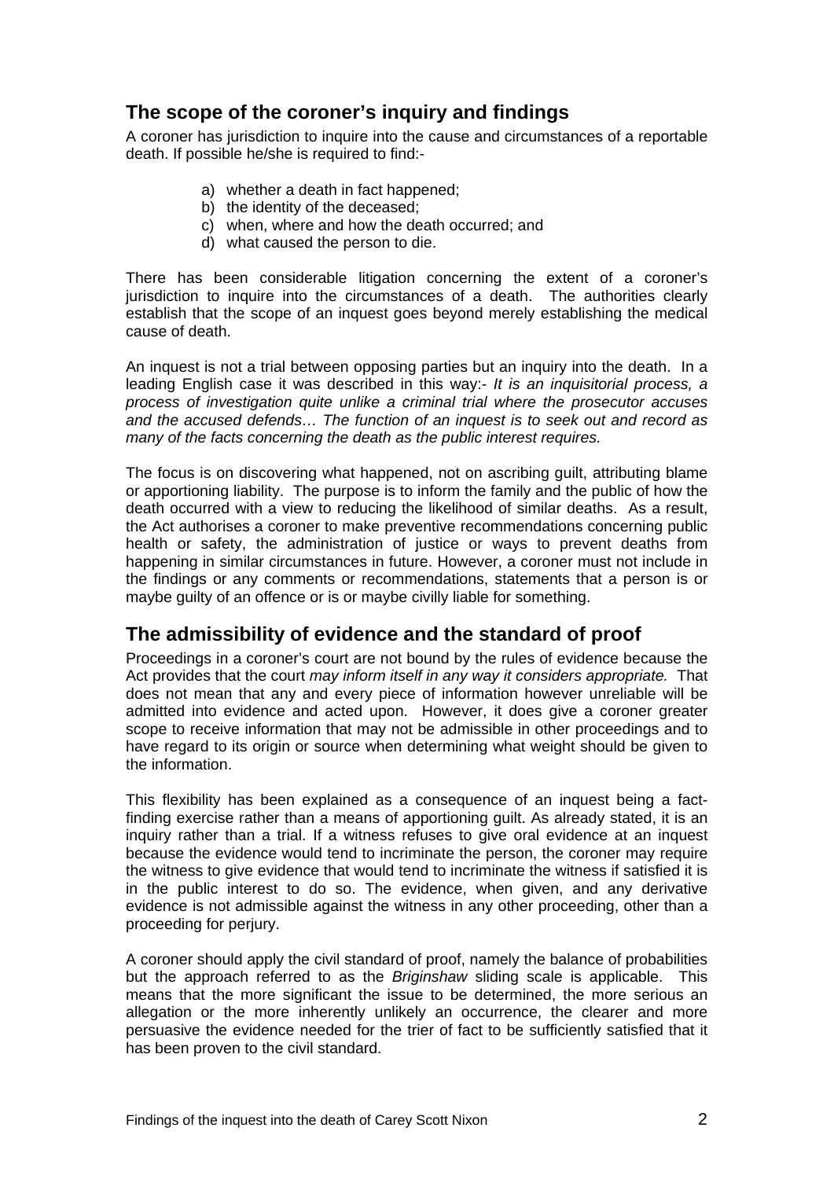## The scope of the coroner's inquiry and findings

A coroner has jurisdiction to inquire into the cause and circumstances of a reportable death. If possible he/she is required to find:-

a) whether a death in fact happened;
b) the identity of the deceased;
c) when, where and how the death occurred; and
d) what caused the person to die.

There has been considerable litigation concerning the extent of a coroner's jurisdiction to inquire into the circumstances of a death. The authorities clearly establish that the scope of an inquest goes beyond merely establishing the medical cause of death.

An inquest is not a trial between opposing parties but an inquiry into the death. In a leading English case it was described in this way:- *It is an inquisitorial process, a process of investigation quite unlike a criminal trial where the prosecutor accuses and the accused defends… The function of an inquest is to seek out and record as many of the facts concerning the death as the public interest requires.*

The focus is on discovering what happened, not on ascribing guilt, attributing blame or apportioning liability. The purpose is to inform the family and the public of how the death occurred with a view to reducing the likelihood of similar deaths. As a result, the Act authorises a coroner to make preventive recommendations concerning public health or safety, the administration of justice or ways to prevent deaths from happening in similar circumstances in future. However, a coroner must not include in the findings or any comments or recommendations, statements that a person is or maybe guilty of an offence or is or maybe civilly liable for something.

## The admissibility of evidence and the standard of proof

Proceedings in a coroner's court are not bound by the rules of evidence because the Act provides that the court *may inform itself in any way it considers appropriate.* That does not mean that any and every piece of information however unreliable will be admitted into evidence and acted upon. However, it does give a coroner greater scope to receive information that may not be admissible in other proceedings and to have regard to its origin or source when determining what weight should be given to the information.

This flexibility has been explained as a consequence of an inquest being a fact-finding exercise rather than a means of apportioning guilt. As already stated, it is an inquiry rather than a trial. If a witness refuses to give oral evidence at an inquest because the evidence would tend to incriminate the person, the coroner may require the witness to give evidence that would tend to incriminate the witness if satisfied it is in the public interest to do so. The evidence, when given, and any derivative evidence is not admissible against the witness in any other proceeding, other than a proceeding for perjury.

A coroner should apply the civil standard of proof, namely the balance of probabilities but the approach referred to as the *Briginshaw* sliding scale is applicable. This means that the more significant the issue to be determined, the more serious an allegation or the more inherently unlikely an occurrence, the clearer and more persuasive the evidence needed for the trier of fact to be sufficiently satisfied that it has been proven to the civil standard.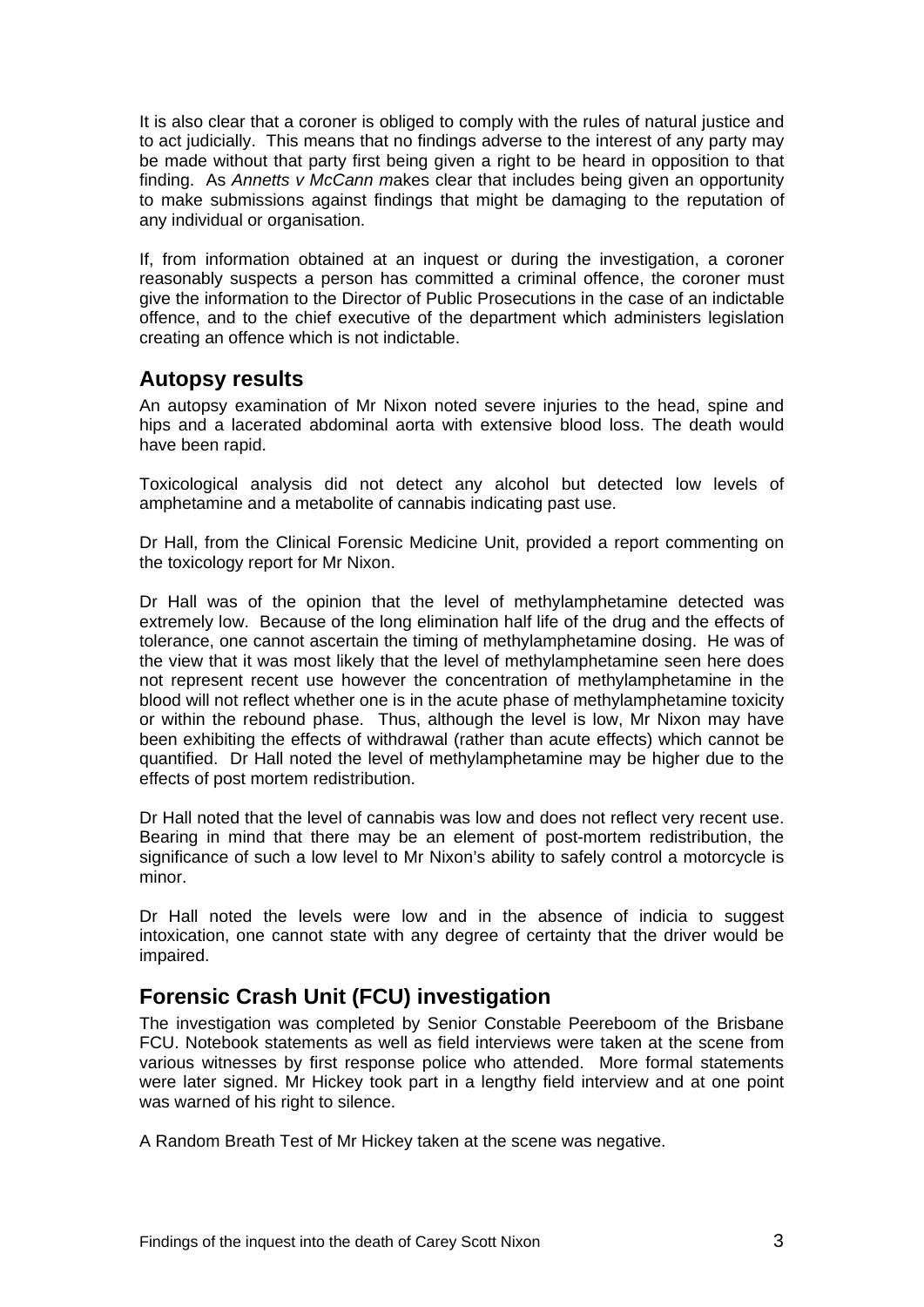It is also clear that a coroner is obliged to comply with the rules of natural justice and to act judicially. This means that no findings adverse to the interest of any party may be made without that party first being given a right to be heard in opposition to that finding. As *Annetts v McCann m*akes clear that includes being given an opportunity to make submissions against findings that might be damaging to the reputation of any individual or organisation.

If, from information obtained at an inquest or during the investigation, a coroner reasonably suspects a person has committed a criminal offence, the coroner must give the information to the Director of Public Prosecutions in the case of an indictable offence, and to the chief executive of the department which administers legislation creating an offence which is not indictable.

## Autopsy results

An autopsy examination of Mr Nixon noted severe injuries to the head, spine and hips and a lacerated abdominal aorta with extensive blood loss. The death would have been rapid.

Toxicological analysis did not detect any alcohol but detected low levels of amphetamine and a metabolite of cannabis indicating past use.

Dr Hall, from the Clinical Forensic Medicine Unit, provided a report commenting on the toxicology report for Mr Nixon.

Dr Hall was of the opinion that the level of methylamphetamine detected was extremely low. Because of the long elimination half life of the drug and the effects of tolerance, one cannot ascertain the timing of methylamphetamine dosing. He was of the view that it was most likely that the level of methylamphetamine seen here does not represent recent use however the concentration of methylamphetamine in the blood will not reflect whether one is in the acute phase of methylamphetamine toxicity or within the rebound phase. Thus, although the level is low, Mr Nixon may have been exhibiting the effects of withdrawal (rather than acute effects) which cannot be quantified. Dr Hall noted the level of methylamphetamine may be higher due to the effects of post mortem redistribution.

Dr Hall noted that the level of cannabis was low and does not reflect very recent use. Bearing in mind that there may be an element of post-mortem redistribution, the significance of such a low level to Mr Nixon's ability to safely control a motorcycle is minor.

Dr Hall noted the levels were low and in the absence of indicia to suggest intoxication, one cannot state with any degree of certainty that the driver would be impaired.

## Forensic Crash Unit (FCU) investigation

The investigation was completed by Senior Constable Peereboom of the Brisbane FCU. Notebook statements as well as field interviews were taken at the scene from various witnesses by first response police who attended. More formal statements were later signed. Mr Hickey took part in a lengthy field interview and at one point was warned of his right to silence.

A Random Breath Test of Mr Hickey taken at the scene was negative.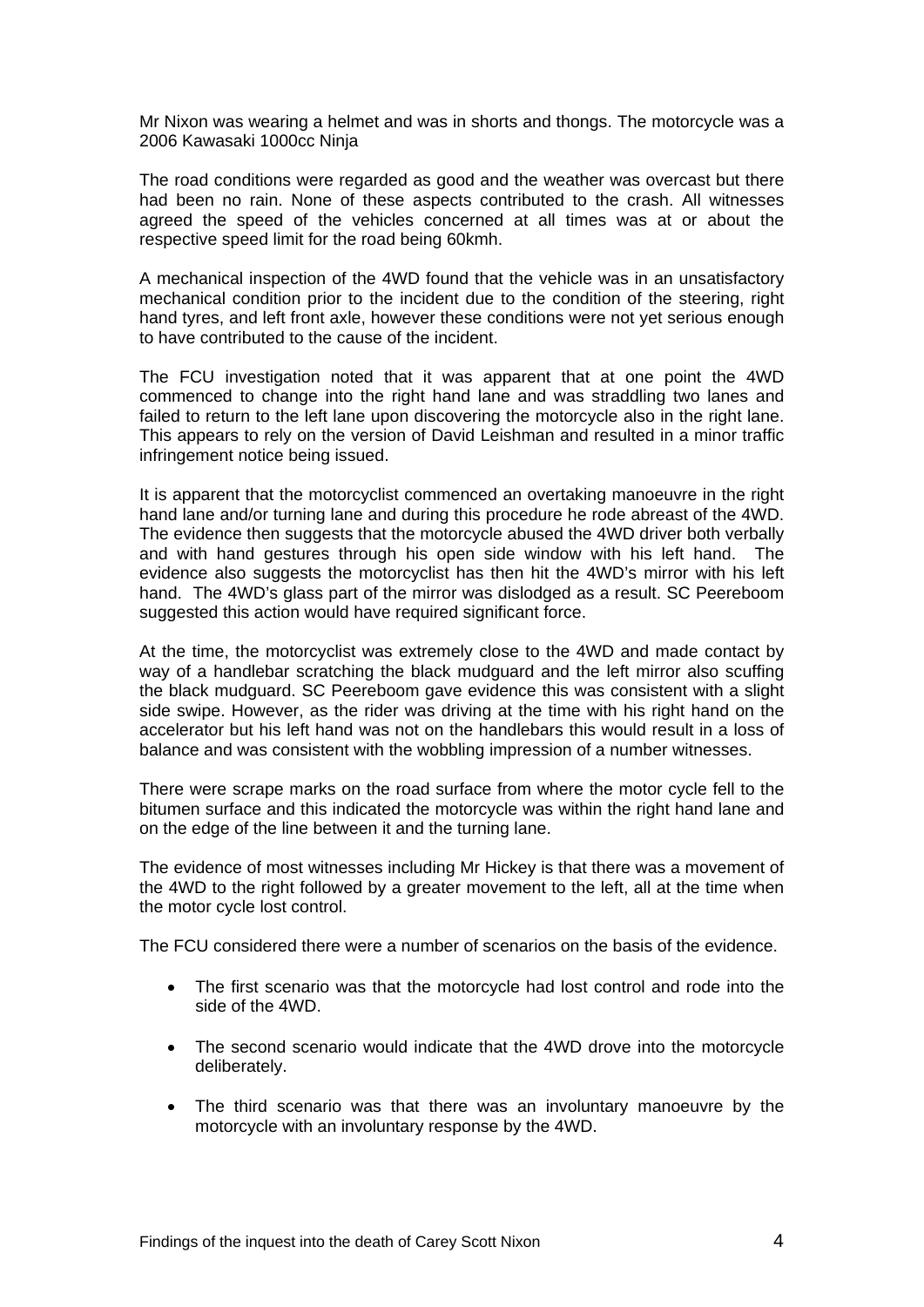Mr Nixon was wearing a helmet and was in shorts and thongs. The motorcycle was a 2006 Kawasaki 1000cc Ninja

The road conditions were regarded as good and the weather was overcast but there had been no rain. None of these aspects contributed to the crash. All witnesses agreed the speed of the vehicles concerned at all times was at or about the respective speed limit for the road being 60kmh.

A mechanical inspection of the 4WD found that the vehicle was in an unsatisfactory mechanical condition prior to the incident due to the condition of the steering, right hand tyres, and left front axle, however these conditions were not yet serious enough to have contributed to the cause of the incident.

The FCU investigation noted that it was apparent that at one point the 4WD commenced to change into the right hand lane and was straddling two lanes and failed to return to the left lane upon discovering the motorcycle also in the right lane. This appears to rely on the version of David Leishman and resulted in a minor traffic infringement notice being issued.

It is apparent that the motorcyclist commenced an overtaking manoeuvre in the right hand lane and/or turning lane and during this procedure he rode abreast of the 4WD. The evidence then suggests that the motorcycle abused the 4WD driver both verbally and with hand gestures through his open side window with his left hand. The evidence also suggests the motorcyclist has then hit the 4WD's mirror with his left hand. The 4WD's glass part of the mirror was dislodged as a result. SC Peereboom suggested this action would have required significant force.

At the time, the motorcyclist was extremely close to the 4WD and made contact by way of a handlebar scratching the black mudguard and the left mirror also scuffing the black mudguard. SC Peereboom gave evidence this was consistent with a slight side swipe. However, as the rider was driving at the time with his right hand on the accelerator but his left hand was not on the handlebars this would result in a loss of balance and was consistent with the wobbling impression of a number witnesses.

There were scrape marks on the road surface from where the motor cycle fell to the bitumen surface and this indicated the motorcycle was within the right hand lane and on the edge of the line between it and the turning lane.

The evidence of most witnesses including Mr Hickey is that there was a movement of the 4WD to the right followed by a greater movement to the left, all at the time when the motor cycle lost control.

The FCU considered there were a number of scenarios on the basis of the evidence.

- The first scenario was that the motorcycle had lost control and rode into the side of the 4WD.
- The second scenario would indicate that the 4WD drove into the motorcycle deliberately.
- The third scenario was that there was an involuntary manoeuvre by the motorcycle with an involuntary response by the 4WD.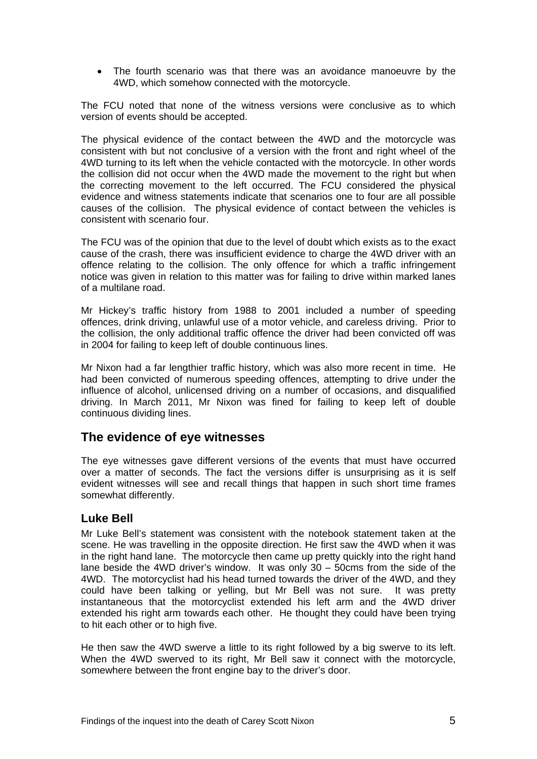- The fourth scenario was that there was an avoidance manoeuvre by the 4WD, which somehow connected with the motorcycle.

The FCU noted that none of the witness versions were conclusive as to which version of events should be accepted.

The physical evidence of the contact between the 4WD and the motorcycle was consistent with but not conclusive of a version with the front and right wheel of the 4WD turning to its left when the vehicle contacted with the motorcycle. In other words the collision did not occur when the 4WD made the movement to the right but when the correcting movement to the left occurred. The FCU considered the physical evidence and witness statements indicate that scenarios one to four are all possible causes of the collision. The physical evidence of contact between the vehicles is consistent with scenario four.

The FCU was of the opinion that due to the level of doubt which exists as to the exact cause of the crash, there was insufficient evidence to charge the 4WD driver with an offence relating to the collision. The only offence for which a traffic infringement notice was given in relation to this matter was for failing to drive within marked lanes of a multilane road.

Mr Hickey's traffic history from 1988 to 2001 included a number of speeding offences, drink driving, unlawful use of a motor vehicle, and careless driving. Prior to the collision, the only additional traffic offence the driver had been convicted off was in 2004 for failing to keep left of double continuous lines.

Mr Nixon had a far lengthier traffic history, which was also more recent in time. He had been convicted of numerous speeding offences, attempting to drive under the influence of alcohol, unlicensed driving on a number of occasions, and disqualified driving. In March 2011, Mr Nixon was fined for failing to keep left of double continuous dividing lines.

## The evidence of eye witnesses

The eye witnesses gave different versions of the events that must have occurred over a matter of seconds. The fact the versions differ is unsurprising as it is self evident witnesses will see and recall things that happen in such short time frames somewhat differently.

### Luke Bell

Mr Luke Bell's statement was consistent with the notebook statement taken at the scene. He was travelling in the opposite direction. He first saw the 4WD when it was in the right hand lane. The motorcycle then came up pretty quickly into the right hand lane beside the 4WD driver's window. It was only 30 – 50cms from the side of the 4WD. The motorcyclist had his head turned towards the driver of the 4WD, and they could have been talking or yelling, but Mr Bell was not sure. It was pretty instantaneous that the motorcyclist extended his left arm and the 4WD driver extended his right arm towards each other. He thought they could have been trying to hit each other or to high five.

He then saw the 4WD swerve a little to its right followed by a big swerve to its left. When the 4WD swerved to its right, Mr Bell saw it connect with the motorcycle, somewhere between the front engine bay to the driver's door.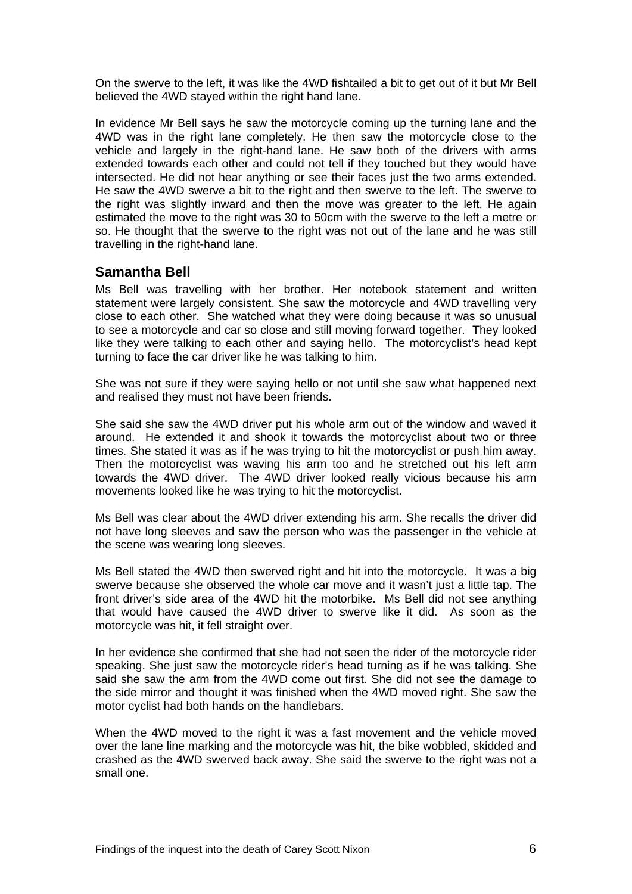On the swerve to the left, it was like the 4WD fishtailed a bit to get out of it but Mr Bell believed the 4WD stayed within the right hand lane.

In evidence Mr Bell says he saw the motorcycle coming up the turning lane and the 4WD was in the right lane completely. He then saw the motorcycle close to the vehicle and largely in the right-hand lane. He saw both of the drivers with arms extended towards each other and could not tell if they touched but they would have intersected. He did not hear anything or see their faces just the two arms extended. He saw the 4WD swerve a bit to the right and then swerve to the left. The swerve to the right was slightly inward and then the move was greater to the left. He again estimated the move to the right was 30 to 50cm with the swerve to the left a metre or so. He thought that the swerve to the right was not out of the lane and he was still travelling in the right-hand lane.

## Samantha Bell

Ms Bell was travelling with her brother. Her notebook statement and written statement were largely consistent. She saw the motorcycle and 4WD travelling very close to each other. She watched what they were doing because it was so unusual to see a motorcycle and car so close and still moving forward together. They looked like they were talking to each other and saying hello. The motorcyclist's head kept turning to face the car driver like he was talking to him.

She was not sure if they were saying hello or not until she saw what happened next and realised they must not have been friends.

She said she saw the 4WD driver put his whole arm out of the window and waved it around. He extended it and shook it towards the motorcyclist about two or three times. She stated it was as if he was trying to hit the motorcyclist or push him away. Then the motorcyclist was waving his arm too and he stretched out his left arm towards the 4WD driver. The 4WD driver looked really vicious because his arm movements looked like he was trying to hit the motorcyclist.

Ms Bell was clear about the 4WD driver extending his arm. She recalls the driver did not have long sleeves and saw the person who was the passenger in the vehicle at the scene was wearing long sleeves.

Ms Bell stated the 4WD then swerved right and hit into the motorcycle. It was a big swerve because she observed the whole car move and it wasn't just a little tap. The front driver's side area of the 4WD hit the motorbike. Ms Bell did not see anything that would have caused the 4WD driver to swerve like it did. As soon as the motorcycle was hit, it fell straight over.

In her evidence she confirmed that she had not seen the rider of the motorcycle rider speaking. She just saw the motorcycle rider's head turning as if he was talking. She said she saw the arm from the 4WD come out first. She did not see the damage to the side mirror and thought it was finished when the 4WD moved right. She saw the motor cyclist had both hands on the handlebars.

When the 4WD moved to the right it was a fast movement and the vehicle moved over the lane line marking and the motorcycle was hit, the bike wobbled, skidded and crashed as the 4WD swerved back away. She said the swerve to the right was not a small one.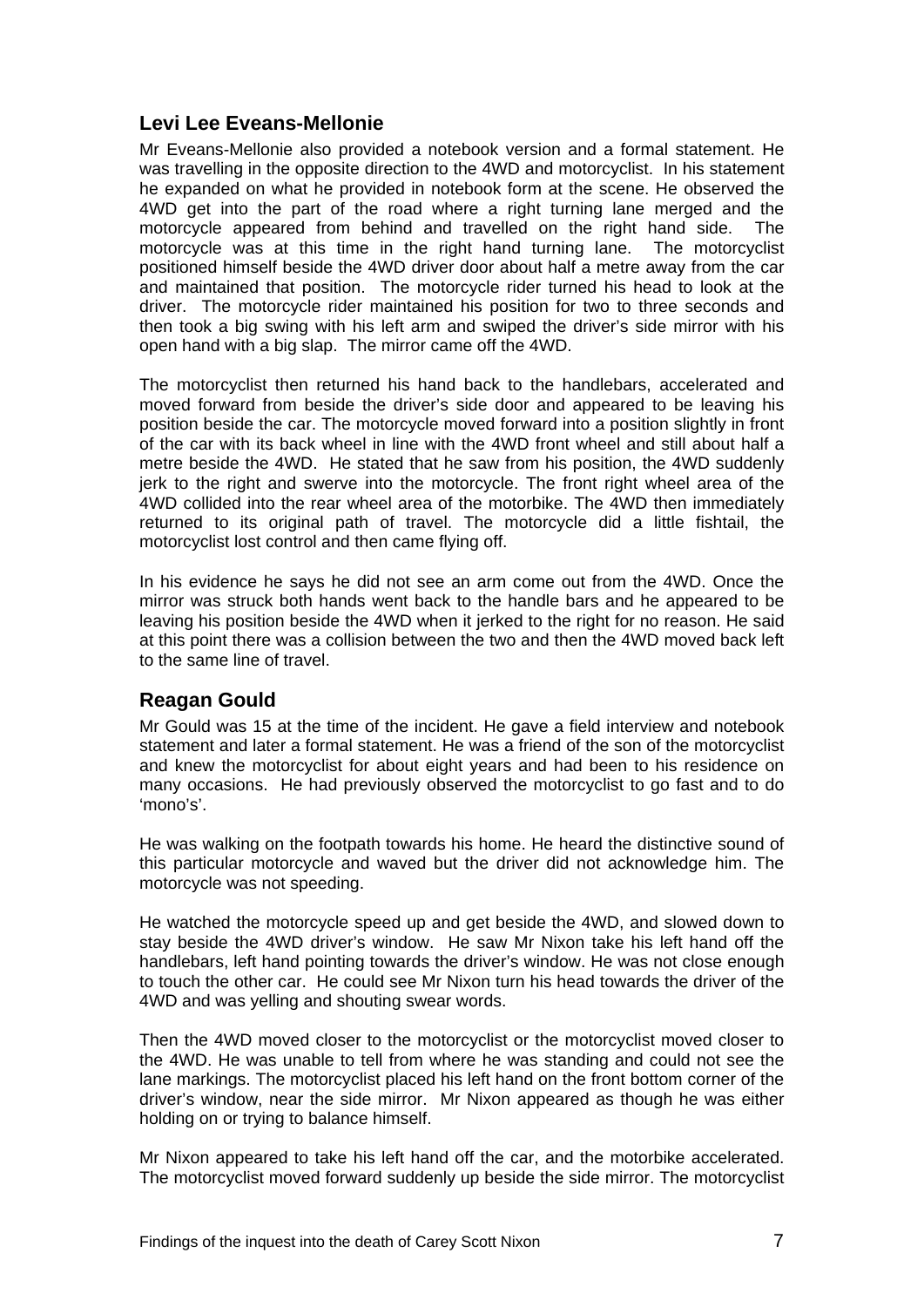## Levi Lee Eveans-Mellonie

Mr Eveans-Mellonie also provided a notebook version and a formal statement. He was travelling in the opposite direction to the 4WD and motorcyclist. In his statement he expanded on what he provided in notebook form at the scene. He observed the 4WD get into the part of the road where a right turning lane merged and the motorcycle appeared from behind and travelled on the right hand side. The motorcycle was at this time in the right hand turning lane. The motorcyclist positioned himself beside the 4WD driver door about half a metre away from the car and maintained that position. The motorcycle rider turned his head to look at the driver. The motorcycle rider maintained his position for two to three seconds and then took a big swing with his left arm and swiped the driver's side mirror with his open hand with a big slap. The mirror came off the 4WD.

The motorcyclist then returned his hand back to the handlebars, accelerated and moved forward from beside the driver's side door and appeared to be leaving his position beside the car. The motorcycle moved forward into a position slightly in front of the car with its back wheel in line with the 4WD front wheel and still about half a metre beside the 4WD. He stated that he saw from his position, the 4WD suddenly jerk to the right and swerve into the motorcycle. The front right wheel area of the 4WD collided into the rear wheel area of the motorbike. The 4WD then immediately returned to its original path of travel. The motorcycle did a little fishtail, the motorcyclist lost control and then came flying off.

In his evidence he says he did not see an arm come out from the 4WD. Once the mirror was struck both hands went back to the handle bars and he appeared to be leaving his position beside the 4WD when it jerked to the right for no reason. He said at this point there was a collision between the two and then the 4WD moved back left to the same line of travel.

## Reagan Gould

Mr Gould was 15 at the time of the incident. He gave a field interview and notebook statement and later a formal statement. He was a friend of the son of the motorcyclist and knew the motorcyclist for about eight years and had been to his residence on many occasions. He had previously observed the motorcyclist to go fast and to do 'mono's'.

He was walking on the footpath towards his home. He heard the distinctive sound of this particular motorcycle and waved but the driver did not acknowledge him. The motorcycle was not speeding.

He watched the motorcycle speed up and get beside the 4WD, and slowed down to stay beside the 4WD driver's window. He saw Mr Nixon take his left hand off the handlebars, left hand pointing towards the driver's window. He was not close enough to touch the other car. He could see Mr Nixon turn his head towards the driver of the 4WD and was yelling and shouting swear words.

Then the 4WD moved closer to the motorcyclist or the motorcyclist moved closer to the 4WD. He was unable to tell from where he was standing and could not see the lane markings. The motorcyclist placed his left hand on the front bottom corner of the driver's window, near the side mirror. Mr Nixon appeared as though he was either holding on or trying to balance himself.

Mr Nixon appeared to take his left hand off the car, and the motorbike accelerated. The motorcyclist moved forward suddenly up beside the side mirror. The motorcyclist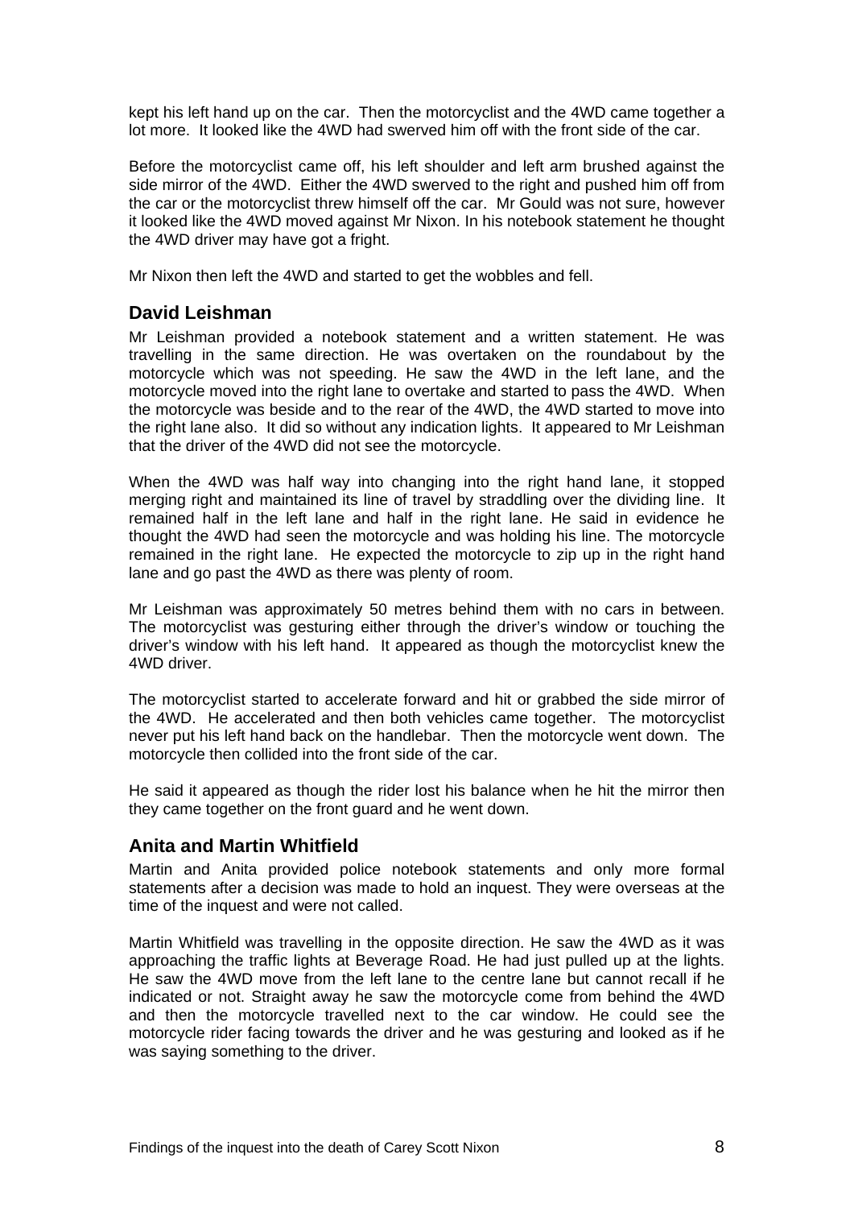kept his left hand up on the car. Then the motorcyclist and the 4WD came together a lot more. It looked like the 4WD had swerved him off with the front side of the car.

Before the motorcyclist came off, his left shoulder and left arm brushed against the side mirror of the 4WD. Either the 4WD swerved to the right and pushed him off from the car or the motorcyclist threw himself off the car. Mr Gould was not sure, however it looked like the 4WD moved against Mr Nixon. In his notebook statement he thought the 4WD driver may have got a fright.

Mr Nixon then left the 4WD and started to get the wobbles and fell.

## David Leishman

Mr Leishman provided a notebook statement and a written statement. He was travelling in the same direction. He was overtaken on the roundabout by the motorcycle which was not speeding. He saw the 4WD in the left lane, and the motorcycle moved into the right lane to overtake and started to pass the 4WD. When the motorcycle was beside and to the rear of the 4WD, the 4WD started to move into the right lane also. It did so without any indication lights. It appeared to Mr Leishman that the driver of the 4WD did not see the motorcycle.

When the 4WD was half way into changing into the right hand lane, it stopped merging right and maintained its line of travel by straddling over the dividing line. It remained half in the left lane and half in the right lane. He said in evidence he thought the 4WD had seen the motorcycle and was holding his line. The motorcycle remained in the right lane. He expected the motorcycle to zip up in the right hand lane and go past the 4WD as there was plenty of room.

Mr Leishman was approximately 50 metres behind them with no cars in between. The motorcyclist was gesturing either through the driver's window or touching the driver's window with his left hand. It appeared as though the motorcyclist knew the 4WD driver.

The motorcyclist started to accelerate forward and hit or grabbed the side mirror of the 4WD. He accelerated and then both vehicles came together. The motorcyclist never put his left hand back on the handlebar. Then the motorcycle went down. The motorcycle then collided into the front side of the car.

He said it appeared as though the rider lost his balance when he hit the mirror then they came together on the front guard and he went down.

## Anita and Martin Whitfield

Martin and Anita provided police notebook statements and only more formal statements after a decision was made to hold an inquest. They were overseas at the time of the inquest and were not called.

Martin Whitfield was travelling in the opposite direction. He saw the 4WD as it was approaching the traffic lights at Beverage Road. He had just pulled up at the lights. He saw the 4WD move from the left lane to the centre lane but cannot recall if he indicated or not. Straight away he saw the motorcycle come from behind the 4WD and then the motorcycle travelled next to the car window. He could see the motorcycle rider facing towards the driver and he was gesturing and looked as if he was saying something to the driver.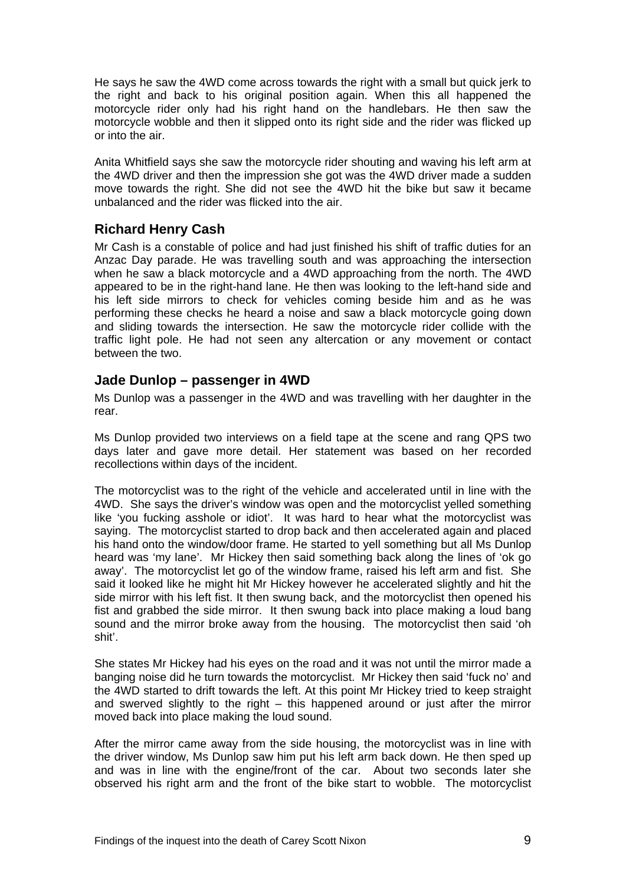He says he saw the 4WD come across towards the right with a small but quick jerk to the right and back to his original position again. When this all happened the motorcycle rider only had his right hand on the handlebars. He then saw the motorcycle wobble and then it slipped onto its right side and the rider was flicked up or into the air.

Anita Whitfield says she saw the motorcycle rider shouting and waving his left arm at the 4WD driver and then the impression she got was the 4WD driver made a sudden move towards the right. She did not see the 4WD hit the bike but saw it became unbalanced and the rider was flicked into the air.

## Richard Henry Cash

Mr Cash is a constable of police and had just finished his shift of traffic duties for an Anzac Day parade. He was travelling south and was approaching the intersection when he saw a black motorcycle and a 4WD approaching from the north. The 4WD appeared to be in the right-hand lane. He then was looking to the left-hand side and his left side mirrors to check for vehicles coming beside him and as he was performing these checks he heard a noise and saw a black motorcycle going down and sliding towards the intersection. He saw the motorcycle rider collide with the traffic light pole. He had not seen any altercation or any movement or contact between the two.

## Jade Dunlop – passenger in 4WD

Ms Dunlop was a passenger in the 4WD and was travelling with her daughter in the rear.

Ms Dunlop provided two interviews on a field tape at the scene and rang QPS two days later and gave more detail. Her statement was based on her recorded recollections within days of the incident.

The motorcyclist was to the right of the vehicle and accelerated until in line with the 4WD. She says the driver's window was open and the motorcyclist yelled something like 'you fucking asshole or idiot'. It was hard to hear what the motorcyclist was saying. The motorcyclist started to drop back and then accelerated again and placed his hand onto the window/door frame. He started to yell something but all Ms Dunlop heard was 'my lane'. Mr Hickey then said something back along the lines of 'ok go away'. The motorcyclist let go of the window frame, raised his left arm and fist. She said it looked like he might hit Mr Hickey however he accelerated slightly and hit the side mirror with his left fist. It then swung back, and the motorcyclist then opened his fist and grabbed the side mirror. It then swung back into place making a loud bang sound and the mirror broke away from the housing. The motorcyclist then said 'oh shit'.

She states Mr Hickey had his eyes on the road and it was not until the mirror made a banging noise did he turn towards the motorcyclist. Mr Hickey then said 'fuck no' and the 4WD started to drift towards the left. At this point Mr Hickey tried to keep straight and swerved slightly to the right – this happened around or just after the mirror moved back into place making the loud sound.

After the mirror came away from the side housing, the motorcyclist was in line with the driver window, Ms Dunlop saw him put his left arm back down. He then sped up and was in line with the engine/front of the car. About two seconds later she observed his right arm and the front of the bike start to wobble. The motorcyclist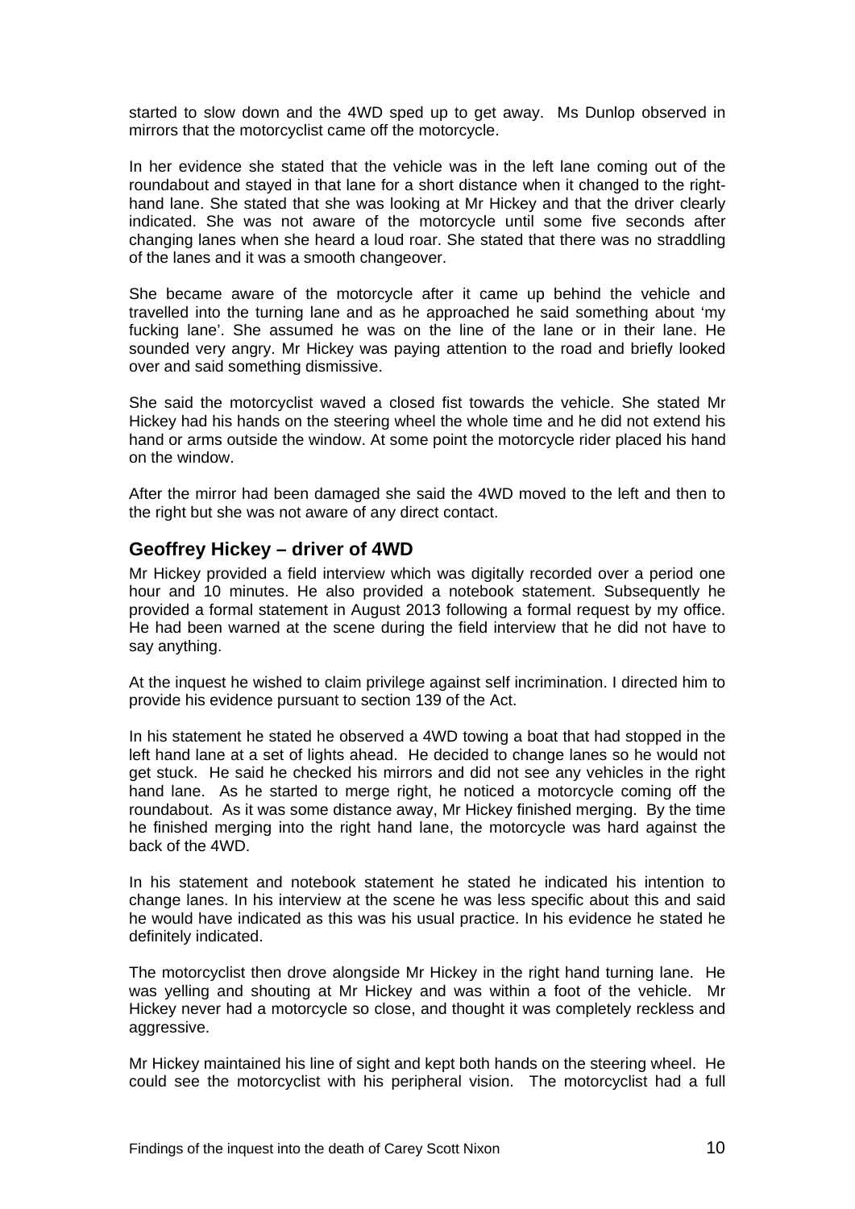started to slow down and the 4WD sped up to get away. Ms Dunlop observed in mirrors that the motorcyclist came off the motorcycle.

In her evidence she stated that the vehicle was in the left lane coming out of the roundabout and stayed in that lane for a short distance when it changed to the right-hand lane. She stated that she was looking at Mr Hickey and that the driver clearly indicated. She was not aware of the motorcycle until some five seconds after changing lanes when she heard a loud roar. She stated that there was no straddling of the lanes and it was a smooth changeover.

She became aware of the motorcycle after it came up behind the vehicle and travelled into the turning lane and as he approached he said something about 'my fucking lane'. She assumed he was on the line of the lane or in their lane. He sounded very angry. Mr Hickey was paying attention to the road and briefly looked over and said something dismissive.

She said the motorcyclist waved a closed fist towards the vehicle. She stated Mr Hickey had his hands on the steering wheel the whole time and he did not extend his hand or arms outside the window. At some point the motorcycle rider placed his hand on the window.

After the mirror had been damaged she said the 4WD moved to the left and then to the right but she was not aware of any direct contact.

## Geoffrey Hickey – driver of 4WD

Mr Hickey provided a field interview which was digitally recorded over a period one hour and 10 minutes. He also provided a notebook statement. Subsequently he provided a formal statement in August 2013 following a formal request by my office. He had been warned at the scene during the field interview that he did not have to say anything.

At the inquest he wished to claim privilege against self incrimination. I directed him to provide his evidence pursuant to section 139 of the Act.

In his statement he stated he observed a 4WD towing a boat that had stopped in the left hand lane at a set of lights ahead. He decided to change lanes so he would not get stuck. He said he checked his mirrors and did not see any vehicles in the right hand lane. As he started to merge right, he noticed a motorcycle coming off the roundabout. As it was some distance away, Mr Hickey finished merging. By the time he finished merging into the right hand lane, the motorcycle was hard against the back of the 4WD.

In his statement and notebook statement he stated he indicated his intention to change lanes. In his interview at the scene he was less specific about this and said he would have indicated as this was his usual practice. In his evidence he stated he definitely indicated.

The motorcyclist then drove alongside Mr Hickey in the right hand turning lane. He was yelling and shouting at Mr Hickey and was within a foot of the vehicle. Mr Hickey never had a motorcycle so close, and thought it was completely reckless and aggressive.

Mr Hickey maintained his line of sight and kept both hands on the steering wheel. He could see the motorcyclist with his peripheral vision. The motorcyclist had a full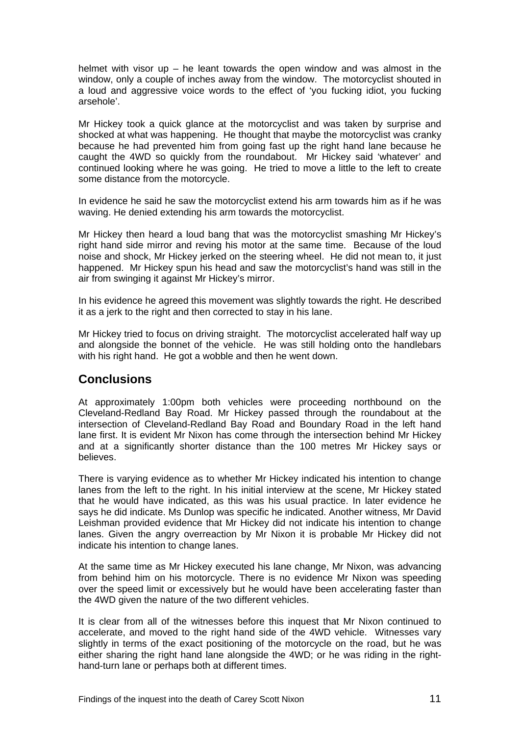helmet with visor up – he leant towards the open window and was almost in the window, only a couple of inches away from the window. The motorcyclist shouted in a loud and aggressive voice words to the effect of 'you fucking idiot, you fucking arsehole'.

Mr Hickey took a quick glance at the motorcyclist and was taken by surprise and shocked at what was happening. He thought that maybe the motorcyclist was cranky because he had prevented him from going fast up the right hand lane because he caught the 4WD so quickly from the roundabout. Mr Hickey said 'whatever' and continued looking where he was going. He tried to move a little to the left to create some distance from the motorcycle.

In evidence he said he saw the motorcyclist extend his arm towards him as if he was waving. He denied extending his arm towards the motorcyclist.

Mr Hickey then heard a loud bang that was the motorcyclist smashing Mr Hickey's right hand side mirror and reving his motor at the same time. Because of the loud noise and shock, Mr Hickey jerked on the steering wheel. He did not mean to, it just happened. Mr Hickey spun his head and saw the motorcyclist's hand was still in the air from swinging it against Mr Hickey's mirror.

In his evidence he agreed this movement was slightly towards the right. He described it as a jerk to the right and then corrected to stay in his lane.

Mr Hickey tried to focus on driving straight. The motorcyclist accelerated half way up and alongside the bonnet of the vehicle. He was still holding onto the handlebars with his right hand. He got a wobble and then he went down.

## Conclusions

At approximately 1:00pm both vehicles were proceeding northbound on the Cleveland-Redland Bay Road. Mr Hickey passed through the roundabout at the intersection of Cleveland-Redland Bay Road and Boundary Road in the left hand lane first. It is evident Mr Nixon has come through the intersection behind Mr Hickey and at a significantly shorter distance than the 100 metres Mr Hickey says or believes.

There is varying evidence as to whether Mr Hickey indicated his intention to change lanes from the left to the right. In his initial interview at the scene, Mr Hickey stated that he would have indicated, as this was his usual practice. In later evidence he says he did indicate. Ms Dunlop was specific he indicated. Another witness, Mr David Leishman provided evidence that Mr Hickey did not indicate his intention to change lanes. Given the angry overreaction by Mr Nixon it is probable Mr Hickey did not indicate his intention to change lanes.

At the same time as Mr Hickey executed his lane change, Mr Nixon, was advancing from behind him on his motorcycle. There is no evidence Mr Nixon was speeding over the speed limit or excessively but he would have been accelerating faster than the 4WD given the nature of the two different vehicles.

It is clear from all of the witnesses before this inquest that Mr Nixon continued to accelerate, and moved to the right hand side of the 4WD vehicle. Witnesses vary slightly in terms of the exact positioning of the motorcycle on the road, but he was either sharing the right hand lane alongside the 4WD; or he was riding in the right-hand-turn lane or perhaps both at different times.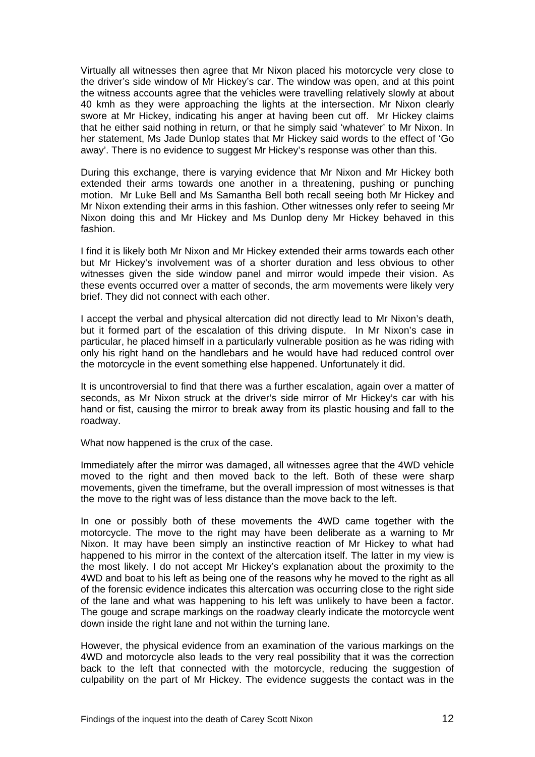Virtually all witnesses then agree that Mr Nixon placed his motorcycle very close to the driver's side window of Mr Hickey's car. The window was open, and at this point the witness accounts agree that the vehicles were travelling relatively slowly at about 40 kmh as they were approaching the lights at the intersection. Mr Nixon clearly swore at Mr Hickey, indicating his anger at having been cut off. Mr Hickey claims that he either said nothing in return, or that he simply said 'whatever' to Mr Nixon. In her statement, Ms Jade Dunlop states that Mr Hickey said words to the effect of 'Go away'. There is no evidence to suggest Mr Hickey's response was other than this.

During this exchange, there is varying evidence that Mr Nixon and Mr Hickey both extended their arms towards one another in a threatening, pushing or punching motion. Mr Luke Bell and Ms Samantha Bell both recall seeing both Mr Hickey and Mr Nixon extending their arms in this fashion. Other witnesses only refer to seeing Mr Nixon doing this and Mr Hickey and Ms Dunlop deny Mr Hickey behaved in this fashion.

I find it is likely both Mr Nixon and Mr Hickey extended their arms towards each other but Mr Hickey's involvement was of a shorter duration and less obvious to other witnesses given the side window panel and mirror would impede their vision. As these events occurred over a matter of seconds, the arm movements were likely very brief. They did not connect with each other.

I accept the verbal and physical altercation did not directly lead to Mr Nixon's death, but it formed part of the escalation of this driving dispute. In Mr Nixon's case in particular, he placed himself in a particularly vulnerable position as he was riding with only his right hand on the handlebars and he would have had reduced control over the motorcycle in the event something else happened. Unfortunately it did.

It is uncontroversial to find that there was a further escalation, again over a matter of seconds, as Mr Nixon struck at the driver's side mirror of Mr Hickey's car with his hand or fist, causing the mirror to break away from its plastic housing and fall to the roadway.

What now happened is the crux of the case.

Immediately after the mirror was damaged, all witnesses agree that the 4WD vehicle moved to the right and then moved back to the left. Both of these were sharp movements, given the timeframe, but the overall impression of most witnesses is that the move to the right was of less distance than the move back to the left.

In one or possibly both of these movements the 4WD came together with the motorcycle. The move to the right may have been deliberate as a warning to Mr Nixon. It may have been simply an instinctive reaction of Mr Hickey to what had happened to his mirror in the context of the altercation itself. The latter in my view is the most likely. I do not accept Mr Hickey's explanation about the proximity to the 4WD and boat to his left as being one of the reasons why he moved to the right as all of the forensic evidence indicates this altercation was occurring close to the right side of the lane and what was happening to his left was unlikely to have been a factor. The gouge and scrape markings on the roadway clearly indicate the motorcycle went down inside the right lane and not within the turning lane.

However, the physical evidence from an examination of the various markings on the 4WD and motorcycle also leads to the very real possibility that it was the correction back to the left that connected with the motorcycle, reducing the suggestion of culpability on the part of Mr Hickey. The evidence suggests the contact was in the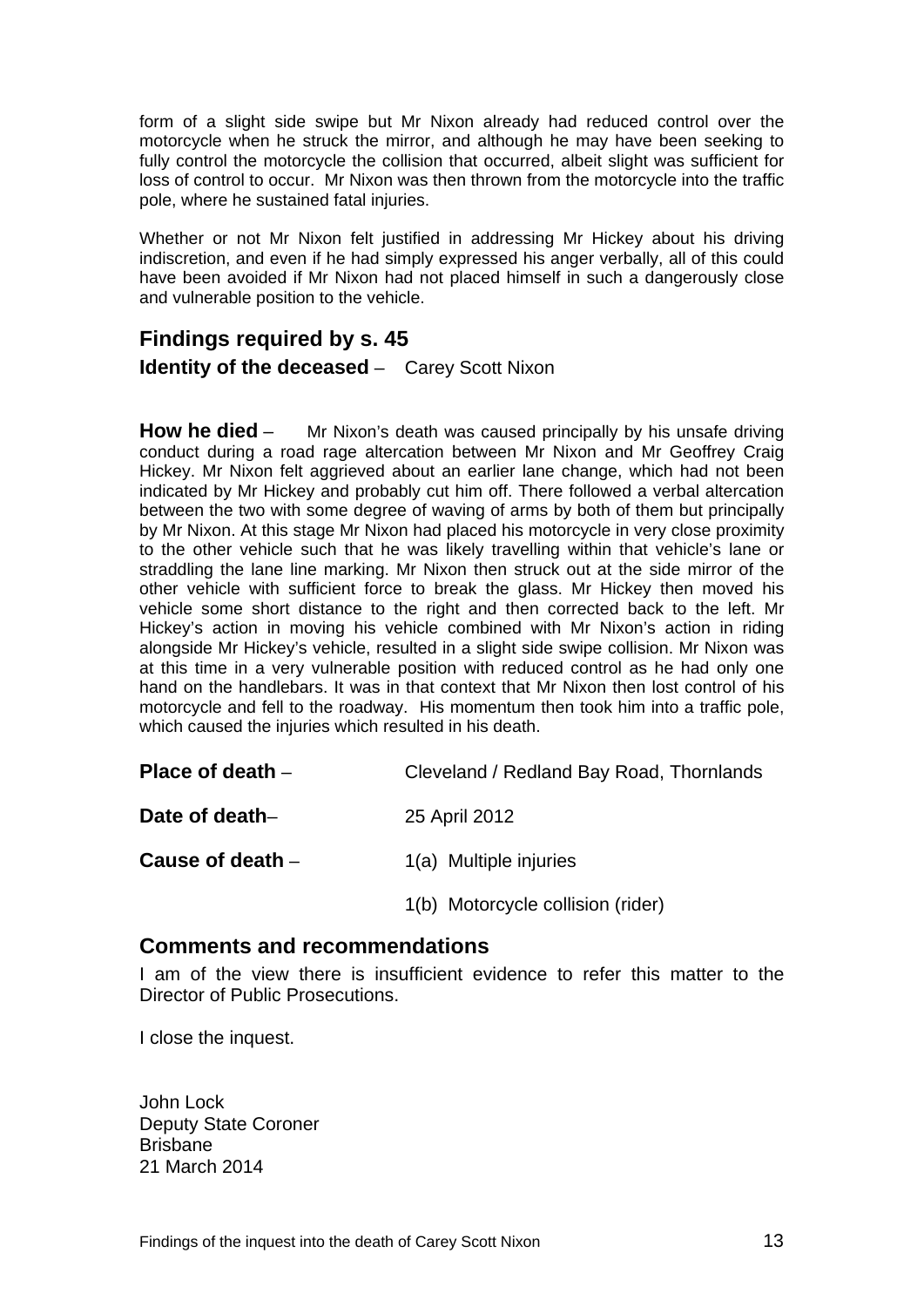form of a slight side swipe but Mr Nixon already had reduced control over the motorcycle when he struck the mirror, and although he may have been seeking to fully control the motorcycle the collision that occurred, albeit slight was sufficient for loss of control to occur. Mr Nixon was then thrown from the motorcycle into the traffic pole, where he sustained fatal injuries.

Whether or not Mr Nixon felt justified in addressing Mr Hickey about his driving indiscretion, and even if he had simply expressed his anger verbally, all of this could have been avoided if Mr Nixon had not placed himself in such a dangerously close and vulnerable position to the vehicle.

## Findings required by s. 45

**Identity of the deceased** – Carey Scott Nixon

**How he died** – Mr Nixon's death was caused principally by his unsafe driving conduct during a road rage altercation between Mr Nixon and Mr Geoffrey Craig Hickey. Mr Nixon felt aggrieved about an earlier lane change, which had not been indicated by Mr Hickey and probably cut him off. There followed a verbal altercation between the two with some degree of waving of arms by both of them but principally by Mr Nixon. At this stage Mr Nixon had placed his motorcycle in very close proximity to the other vehicle such that he was likely travelling within that vehicle's lane or straddling the lane line marking. Mr Nixon then struck out at the side mirror of the other vehicle with sufficient force to break the glass. Mr Hickey then moved his vehicle some short distance to the right and then corrected back to the left. Mr Hickey's action in moving his vehicle combined with Mr Nixon's action in riding alongside Mr Hickey's vehicle, resulted in a slight side swipe collision. Mr Nixon was at this time in a very vulnerable position with reduced control as he had only one hand on the handlebars. It was in that context that Mr Nixon then lost control of his motorcycle and fell to the roadway. His momentum then took him into a traffic pole, which caused the injuries which resulted in his death.

**Place of death** – Cleveland / Redland Bay Road, Thornlands

**Date of death**– 25 April 2012

**Cause of death** – 1(a) Multiple injuries

1(b) Motorcycle collision (rider)

## Comments and recommendations

I am of the view there is insufficient evidence to refer this matter to the Director of Public Prosecutions.

I close the inquest.

John Lock
Deputy State Coroner
Brisbane
21 March 2014